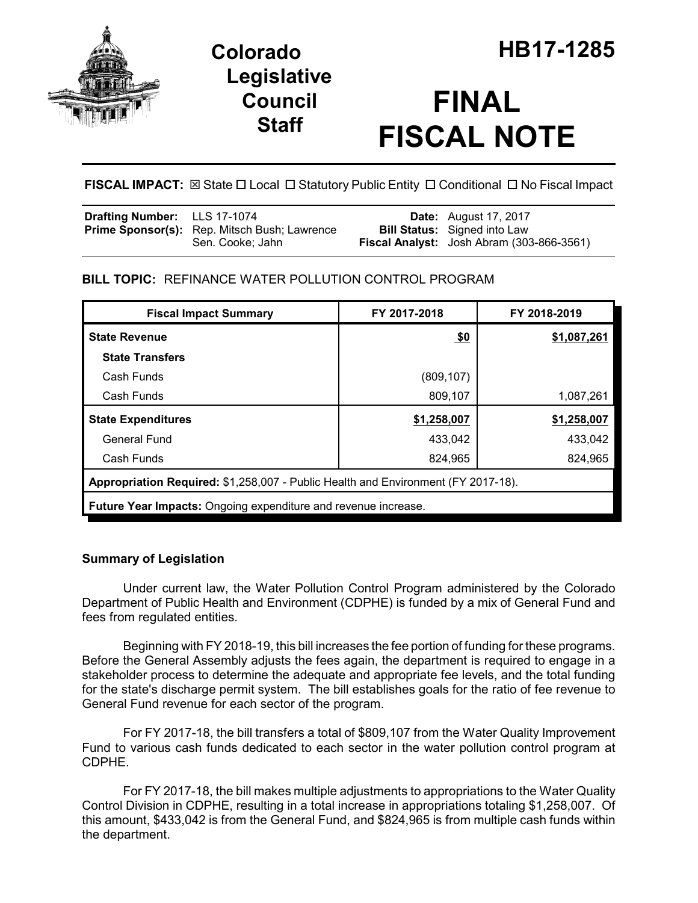# Colorado Legislative Council Staff

# HB17-1285

# FINAL FISCAL NOTE

**FISCAL IMPACT:** ☒ State ☐ Local ☐ Statutory Public Entity ☐ Conditional ☐ No Fiscal Impact

| | | | |
|---|---|---|---|
| **Drafting Number:** | LLS 17-1074 | **Date:** | August 17, 2017 |
| **Prime Sponsor(s):** | Rep. Mitsch Bush; Lawrence<br>Sen. Cooke; Jahn | **Bill Status:** | Signed into Law |
| | | **Fiscal Analyst:** | Josh Abram (303-866-3561) |

**BILL TOPIC:** REFINANCE WATER POLLUTION CONTROL PROGRAM

| Fiscal Impact Summary | FY 2017-2018 | FY 2018-2019 |
|---|---|---|
| **State Revenue** | **$0** | **$1,087,261** |
| **State Transfers** | | |
| Cash Funds | (809,107) | |
| Cash Funds | 809,107 | 1,087,261 |
| **State Expenditures** | **$1,258,007** | **$1,258,007** |
| General Fund | 433,042 | 433,042 |
| Cash Funds | 824,965 | 824,965 |
| **Appropriation Required:** $1,258,007 - Public Health and Environment (FY 2017-18). | | |
| **Future Year Impacts:** Ongoing expenditure and revenue increase. | | |

## Summary of Legislation

Under current law, the Water Pollution Control Program administered by the Colorado Department of Public Health and Environment (CDPHE) is funded by a mix of General Fund and fees from regulated entities.

Beginning with FY 2018-19, this bill increases the fee portion of funding for these programs. Before the General Assembly adjusts the fees again, the department is required to engage in a stakeholder process to determine the adequate and appropriate fee levels, and the total funding for the state's discharge permit system. The bill establishes goals for the ratio of fee revenue to General Fund revenue for each sector of the program.

For FY 2017-18, the bill transfers a total of $809,107 from the Water Quality Improvement Fund to various cash funds dedicated to each sector in the water pollution control program at CDPHE.

For FY 2017-18, the bill makes multiple adjustments to appropriations to the Water Quality Control Division in CDPHE, resulting in a total increase in appropriations totaling $1,258,007. Of this amount, $433,042 is from the General Fund, and $824,965 is from multiple cash funds within the department.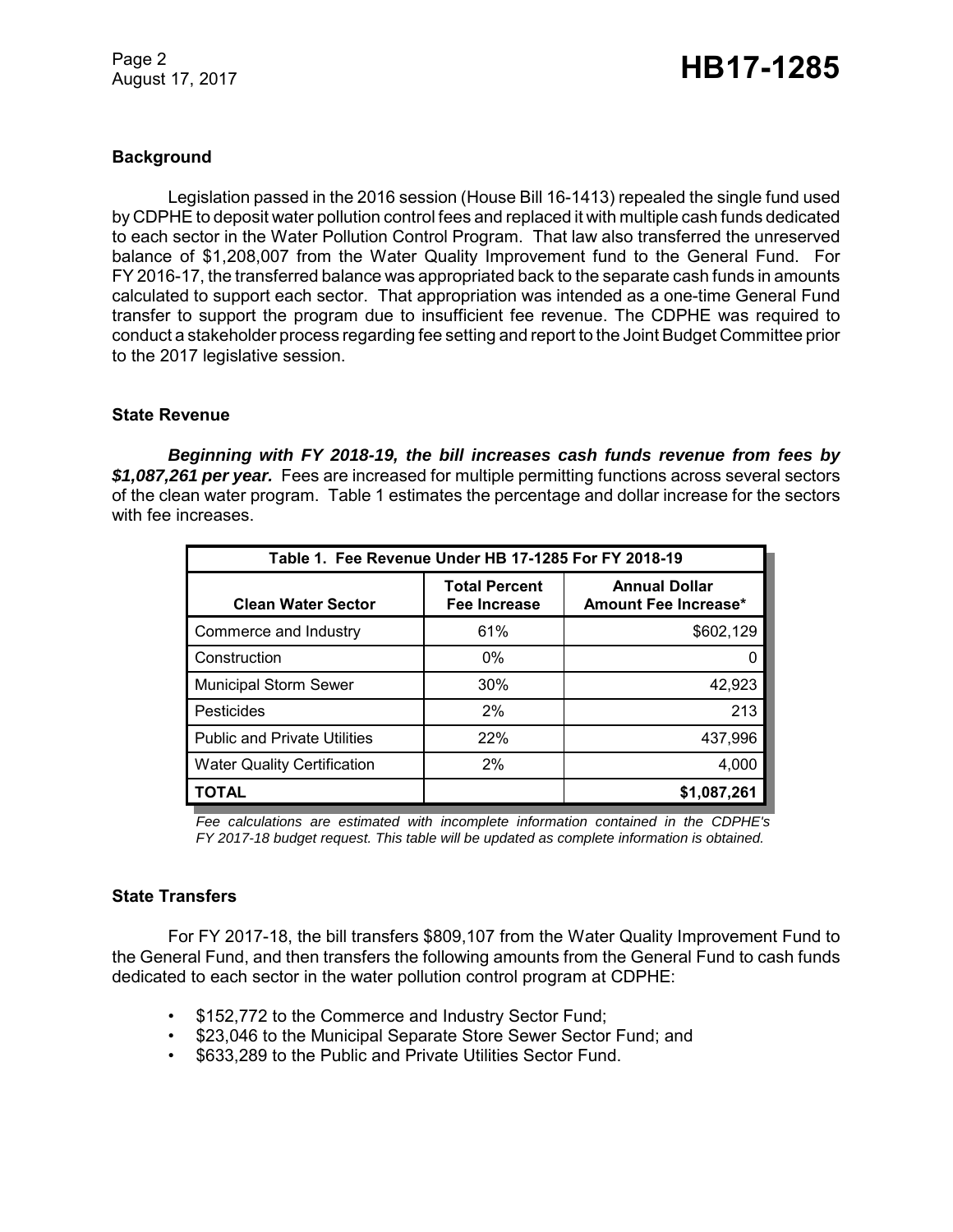### Background

Legislation passed in the 2016 session (House Bill 16-1413) repealed the single fund used by CDPHE to deposit water pollution control fees and replaced it with multiple cash funds dedicated to each sector in the Water Pollution Control Program. That law also transferred the unreserved balance of $1,208,007 from the Water Quality Improvement fund to the General Fund. For FY 2016-17, the transferred balance was appropriated back to the separate cash funds in amounts calculated to support each sector. That appropriation was intended as a one-time General Fund transfer to support the program due to insufficient fee revenue. The CDPHE was required to conduct a stakeholder process regarding fee setting and report to the Joint Budget Committee prior to the 2017 legislative session.

### State Revenue

***Beginning with FY 2018-19, the bill increases cash funds revenue from fees by $1,087,261 per year.*** Fees are increased for multiple permitting functions across several sectors of the clean water program. Table 1 estimates the percentage and dollar increase for the sectors with fee increases.

| Table 1. Fee Revenue Under HB 17-1285 For FY 2018-19 | | |
|---|---|---|
| **Clean Water Sector** | **Total Percent Fee Increase** | **Annual Dollar Amount Fee Increase*** |
| Commerce and Industry | 61% | $602,129 |
| Construction | 0% | 0 |
| Municipal Storm Sewer | 30% | 42,923 |
| Pesticides | 2% | 213 |
| Public and Private Utilities | 22% | 437,996 |
| Water Quality Certification | 2% | 4,000 |
| **TOTAL** | | **$1,087,261** |

*Fee calculations are estimated with incomplete information contained in the CDPHE's FY 2017-18 budget request. This table will be updated as complete information is obtained.*

### State Transfers

For FY 2017-18, the bill transfers $809,107 from the Water Quality Improvement Fund to the General Fund, and then transfers the following amounts from the General Fund to cash funds dedicated to each sector in the water pollution control program at CDPHE:

- $152,772 to the Commerce and Industry Sector Fund;
- $23,046 to the Municipal Separate Store Sewer Sector Fund; and
- $633,289 to the Public and Private Utilities Sector Fund.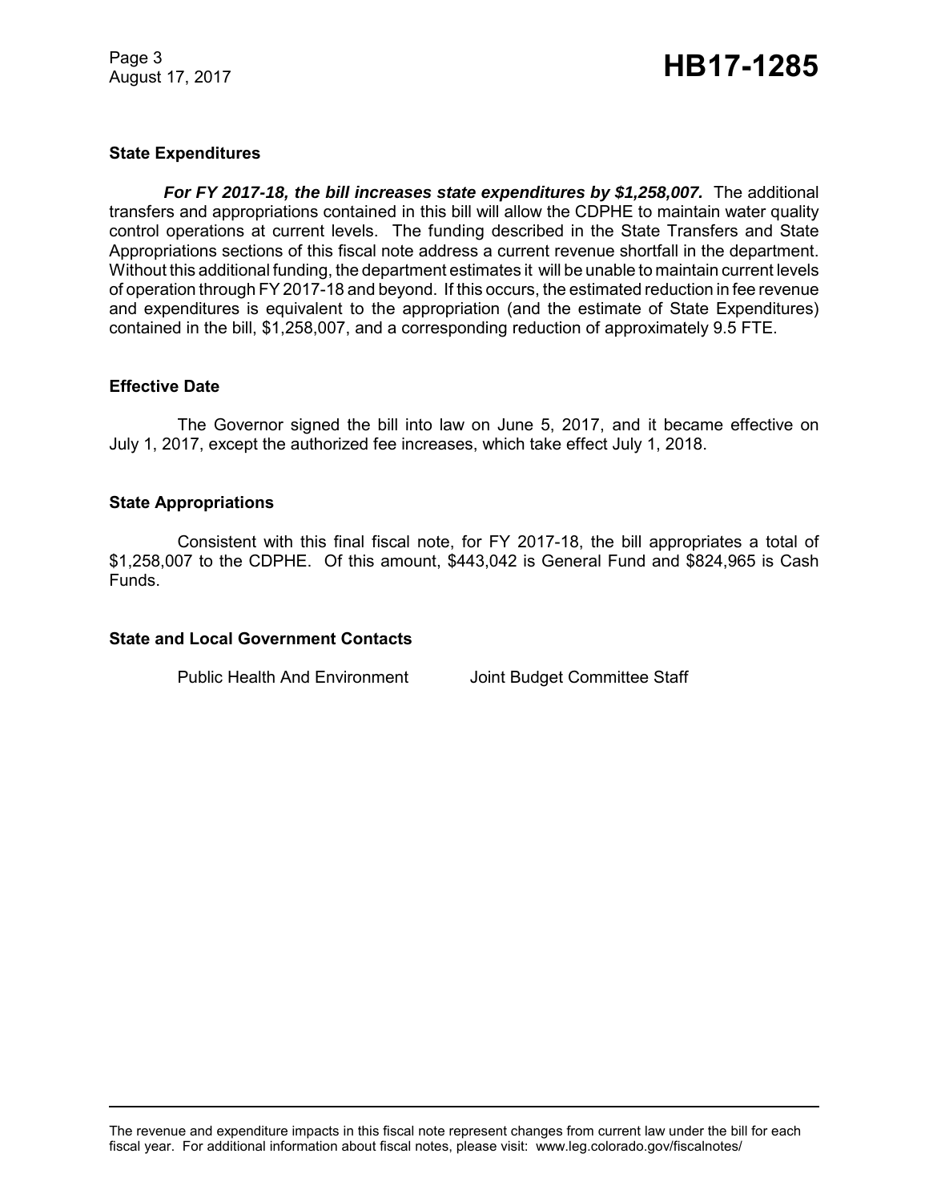**State Expenditures**

***For FY 2017-18, the bill increases state expenditures by $1,258,007.*** The additional transfers and appropriations contained in this bill will allow the CDPHE to maintain water quality control operations at current levels. The funding described in the State Transfers and State Appropriations sections of this fiscal note address a current revenue shortfall in the department. Without this additional funding, the department estimates it will be unable to maintain current levels of operation through FY 2017-18 and beyond. If this occurs, the estimated reduction in fee revenue and expenditures is equivalent to the appropriation (and the estimate of State Expenditures) contained in the bill, $1,258,007, and a corresponding reduction of approximately 9.5 FTE.

**Effective Date**

The Governor signed the bill into law on June 5, 2017, and it became effective on July 1, 2017, except the authorized fee increases, which take effect July 1, 2018.

**State Appropriations**

Consistent with this final fiscal note, for FY 2017-18, the bill appropriates a total of $1,258,007 to the CDPHE. Of this amount, $443,042 is General Fund and $824,965 is Cash Funds.

**State and Local Government Contacts**

Public Health And Environment        Joint Budget Committee Staff

The revenue and expenditure impacts in this fiscal note represent changes from current law under the bill for each fiscal year. For additional information about fiscal notes, please visit: www.leg.colorado.gov/fiscalnotes/